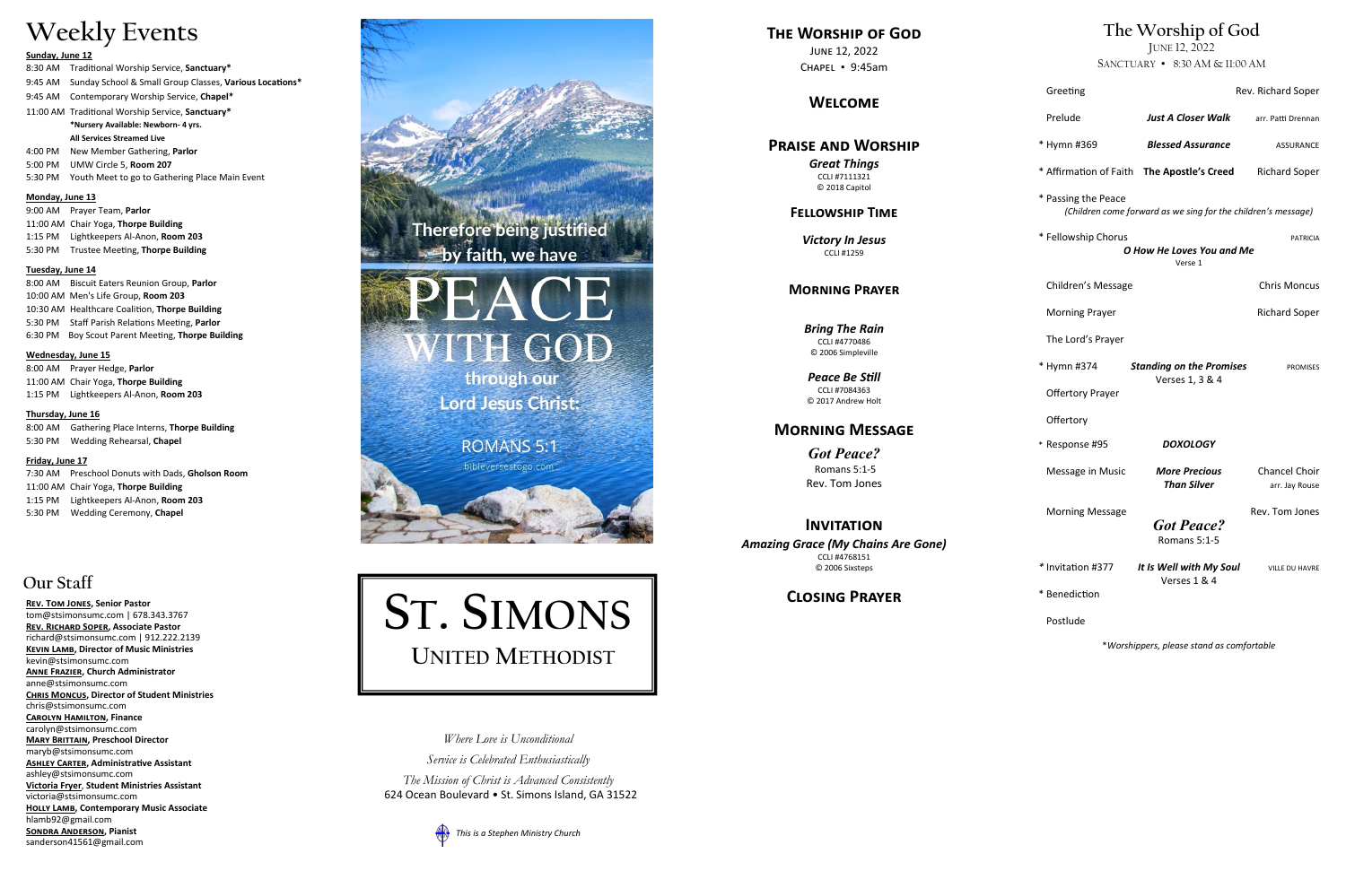# Weekly Events

**Sunday, June 12**

8:30 AM Traditional Worship Service, **Sanctuary***
9:45 AM Sunday School & Small Group Classes, **Various Locations***
9:45 AM Contemporary Worship Service, **Chapel***
11:00 AM Traditional Worship Service, **Sanctuary***
**\*Nursery Available: Newborn- 4 yrs.**
**All Services Streamed Live**
4:00 PM New Member Gathering, **Parlor**
5:00 PM UMW Circle 5, **Room 207**
5:30 PM Youth Meet to go to Gathering Place Main Event

**Monday, June 13**

9:00 AM Prayer Team, **Parlor**
11:00 AM Chair Yoga, **Thorpe Building**
1:15 PM Lightkeepers Al-Anon, **Room 203**
5:30 PM Trustee Meeting, **Thorpe Building**

**Tuesday, June 14**

8:00 AM Biscuit Eaters Reunion Group, **Parlor**
10:00 AM Men's Life Group, **Room 203**
10:30 AM Healthcare Coalition, **Thorpe Building**
5:30 PM Staff Parish Relations Meeting, **Parlor**
6:30 PM Boy Scout Parent Meeting, **Thorpe Building**

**Wednesday, June 15**

8:00 AM Prayer Hedge, **Parlor**
11:00 AM Chair Yoga, **Thorpe Building**
1:15 PM Lightkeepers Al-Anon, **Room 203**

**Thursday, June 16**

8:00 AM Gathering Place Interns, **Thorpe Building**
5:30 PM Wedding Rehearsal, **Chapel**

**Friday, June 17**

7:30 AM Preschool Donuts with Dads, **Gholson Room**
11:00 AM Chair Yoga, **Thorpe Building**
1:15 PM Lightkeepers Al-Anon, **Room 203**
5:30 PM Wedding Ceremony, **Chapel**

# Our Staff

**Rev. Tom Jones, Senior Pastor**
tom@stsimonsumc.com | 678.343.3767
**Rev. Richard Soper, Associate Pastor**
richard@stsimonsumc.com | 912.222.2139
**Kevin Lamb, Director of Music Ministries**
kevin@stsimonsumc.com
**Anne Frazier, Church Administrator**
anne@stsimonsumc.com
**Chris Moncus, Director of Student Ministries**
chris@stsimonsumc.com
**Carolyn Hamilton, Finance**
carolyn@stsimonsumc.com
**Mary Brittain, Preschool Director**
maryb@stsimonsumc.com
**Ashley Carter, Administrative Assistant**
ashley@stsimonsumc.com
**Victoria Fryer, Student Ministries Assistant**
victoria@stsimonsumc.com
**Holly Lamb, Contemporary Music Associate**
hlamb92@gmail.com
**Sondra Anderson, Pianist**
sanderson41561@gmail.com

Therefore being justified by faith, we have PEACE WITH GOD through our Lord Jesus Christ.

ROMANS 5:1

bibleversestogo.com

# St. Simons United Methodist

*Where Love is Unconditional*

*Service is Celebrated Enthusiastically*

*The Mission of Christ is Advanced Consistently*

624 Ocean Boulevard • St. Simons Island, GA 31522

*This is a Stephen Ministry Church*

# The Worship of God

June 12, 2022
Chapel • 9:45am

## Welcome

## Praise and Worship

***Great Things***
CCLI #7111321
© 2018 Capitol

## Fellowship Time

***Victory In Jesus***
CCLI #1259

## Morning Prayer

***Bring The Rain***
CCLI #4770486
© 2006 Simpleville

***Peace Be Still***
CCLI #7084363
© 2017 Andrew Holt

## Morning Message

***Got Peace?***
Romans 5:1-5
Rev. Tom Jones

## Invitation

***Amazing Grace (My Chains Are Gone)***
CCLI #4768151
© 2006 Sixsteps

## Closing Prayer

# The Worship of God

June 12, 2022
Sanctuary • 8:30 AM & 11:00 AM

| | | |
|---|---|---|
| Greeting | | Rev. Richard Soper |
| Prelude | ***Just A Closer Walk*** | arr. Patti Drennan |
| * Hymn #369 | ***Blessed Assurance*** | ASSURANCE |
| * Affirmation of Faith | **The Apostle's Creed** | Richard Soper |
| * Passing the Peace *(Children come forward as we sing for the children's message)* | | |
| * Fellowship Chorus | ***O How He Loves You and Me*** Verse 1 | PATRICIA |
| Children's Message | | Chris Moncus |
| Morning Prayer | | Richard Soper |
| The Lord's Prayer | | |
| * Hymn #374 | ***Standing on the Promises*** Verses 1, 3 & 4 | PROMISES |
| Offertory Prayer | | |
| Offertory | | |
| * Response #95 | ***DOXOLOGY*** | |
| Message in Music | ***More Precious Than Silver*** | Chancel Choir arr. Jay Rouse |
| Morning Message | ***Got Peace?*** Romans 5:1-5 | Rev. Tom Jones |
| * Invitation #377 | ***It Is Well with My Soul*** Verses 1 & 4 | VILLE DU HAVRE |
| * Benediction | | |
| Postlude | | |

*\*Worshippers, please stand as comfortable*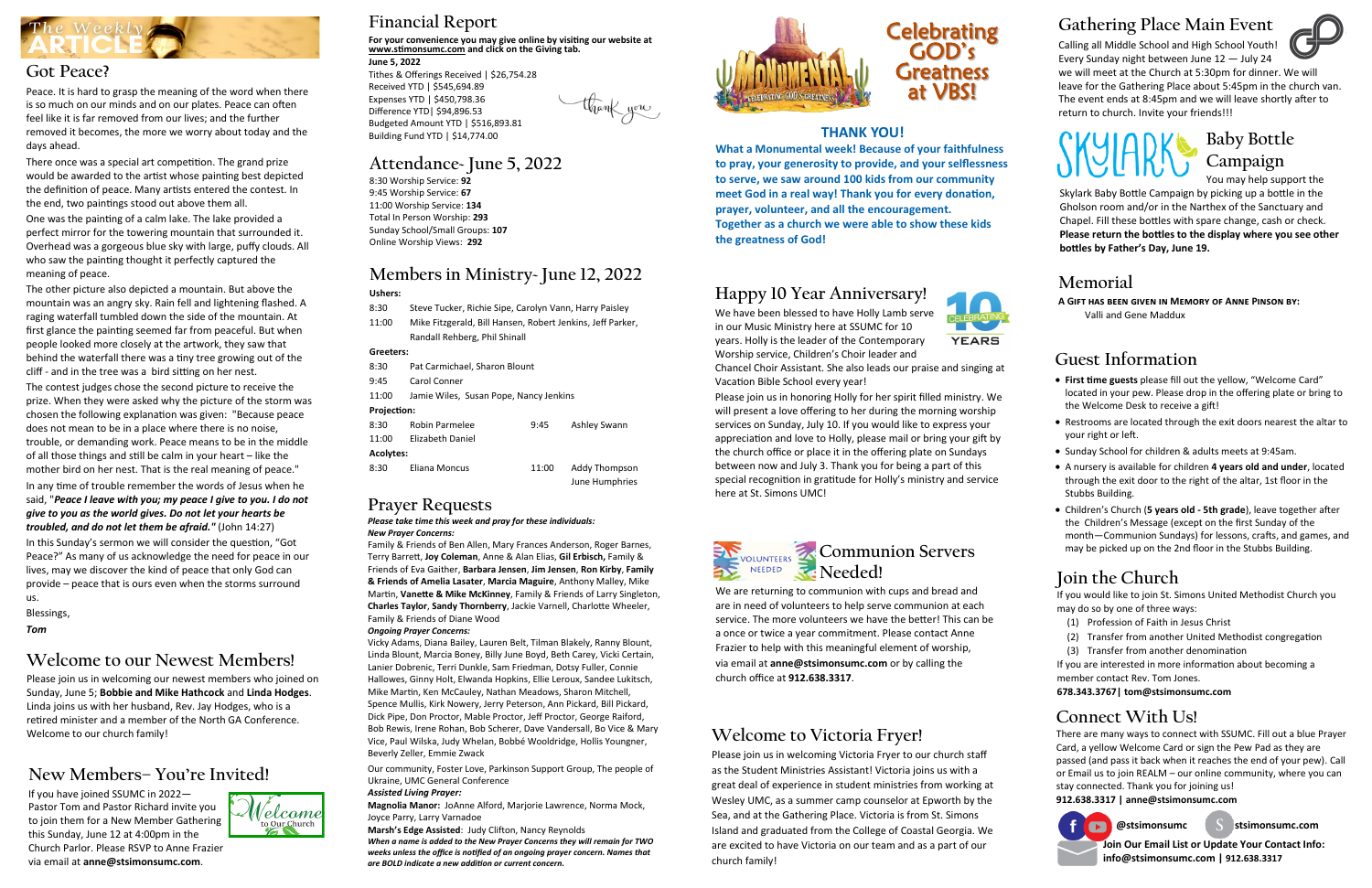# The Weekly ARTICLE

## Got Peace?

Peace. It is hard to grasp the meaning of the word when there is so much on our minds and on our plates. Peace can often feel like it is far removed from our lives; and the further removed it becomes, the more we worry about today and the days ahead.

There once was a special art competition. The grand prize would be awarded to the artist whose painting best depicted the definition of peace. Many artists entered the contest. In the end, two paintings stood out above them all.

One was the painting of a calm lake. The lake provided a perfect mirror for the towering mountain that surrounded it. Overhead was a gorgeous blue sky with large, puffy clouds. All who saw the painting thought it perfectly captured the meaning of peace.

The other picture also depicted a mountain. But above the mountain was an angry sky. Rain fell and lightening flashed. A raging waterfall tumbled down the side of the mountain. At first glance the painting seemed far from peaceful. But when people looked more closely at the artwork, they saw that behind the waterfall there was a tiny tree growing out of the cliff - and in the tree was a bird sitting on her nest.

The contest judges chose the second picture to receive the prize. When they were asked why the picture of the storm was chosen the following explanation was given: "Because peace does not mean to be in a place where there is no noise, trouble, or demanding work. Peace means to be in the middle of all those things and still be calm in your heart – like the mother bird on her nest. That is the real meaning of peace."

In any time of trouble remember the words of Jesus when he said, "***Peace I leave with you; my peace I give to you. I do not give to you as the world gives. Do not let your hearts be troubled, and do not let them be afraid."*** (John 14:27)

In this Sunday's sermon we will consider the question, "Got Peace?" As many of us acknowledge the need for peace in our lives, may we discover the kind of peace that only God can provide – peace that is ours even when the storms surround us.

Blessings,

*Tom*

## Welcome to our Newest Members!

Please join us in welcoming our newest members who joined on Sunday, June 5; **Bobbie and Mike Hathcock** and **Linda Hodges**. Linda joins us with her husband, Rev. Jay Hodges, who is a retired minister and a member of the North GA Conference. Welcome to our church family!

## New Members– You're Invited!

If you have joined SSUMC in 2022—Pastor Tom and Pastor Richard invite you to join them for a New Member Gathering this Sunday, June 12 at 4:00pm in the Church Parlor. Please RSVP to Anne Frazier via email at **anne@stsimonsumc.com**.

Welcome to Our Church

## Financial Report

**For your convenience you may give online by visiting our website at www.stsimonsumc.com and click on the Giving tab.**

**June 5, 2022**

Tithes & Offerings Received | $26,754.28
Received YTD | $545,694.89
Expenses YTD | $450,798.36
Difference YTD| $94,896.53
Budgeted Amount YTD | $516,893.81
Building Fund YTD | $14,774.00

thank you

## Attendance- June 5, 2022

8:30 Worship Service: **92**
9:45 Worship Service: **67**
11:00 Worship Service: **134**
Total In Person Worship: **293**
Sunday School/Small Groups: **107**
Online Worship Views: **292**

## Members in Ministry- June 12, 2022

**Ushers:**

8:30 Steve Tucker, Richie Sipe, Carolyn Vann, Harry Paisley
11:00 Mike Fitzgerald, Bill Hansen, Robert Jenkins, Jeff Parker, Randall Rehberg, Phil Shinall

**Greeters:**

8:30 Pat Carmichael, Sharon Blount
9:45 Carol Conner
11:00 Jamie Wiles, Susan Pope, Nancy Jenkins

**Projection:**

8:30 Robin Parmelee — 9:45 Ashley Swann
11:00 Elizabeth Daniel

**Acolytes:**

8:30 Eliana Moncus — 11:00 Addy Thompson, June Humphries

## Prayer Requests

***Please take time this week and pray for these individuals:***

***New Prayer Concerns:***

Family & Friends of Ben Allen, Mary Frances Anderson, Roger Barnes, Terry Barrett, **Joy Coleman**, Anne & Alan Elias, **Gil Erbisch,** Family & Friends of Eva Gaither, **Barbara Jensen**, **Jim Jensen**, **Ron Kirby**, **Family & Friends of Amelia Lasater**, **Marcia Maguire**, Anthony Malley, Mike Martin, **Vanette & Mike McKinney**, Family & Friends of Larry Singleton, **Charles Taylor**, **Sandy Thornberry**, Jackie Varnell, Charlotte Wheeler, Family & Friends of Diane Wood

***Ongoing Prayer Concerns:***

Vicky Adams, Diana Bailey, Lauren Belt, Tilman Blakely, Ranny Blount, Linda Blount, Marcia Boney, Billy June Boyd, Beth Carey, Vicki Certain, Lanier Dobrenic, Terri Dunkle, Sam Friedman, Dotsy Fuller, Connie Hallowes, Ginny Holt, Elwanda Hopkins, Ellie Leroux, Sandee Lukitsch, Mike Martin, Ken McCauley, Nathan Meadows, Sharon Mitchell, Spence Mullis, Kirk Nowery, Jerry Peterson, Ann Pickard, Bill Pickard, Dick Pipe, Don Proctor, Mable Proctor, George Raiford, Bob Rewis, Irene Rohan, Bob Scherer, Dave Vandersall, Bo Vice & Mary Vice, Paul Wilska, Judy Whelan, Bobbé Wooldridge, Hollis Youngner, Beverly Zeller, Emmie Zwack

Our community, Foster Love, Parkinson Support Group, The people of Ukraine, UMC General Conference

***Assisted Living Prayer:***

**Magnolia Manor:** JoAnne Alford, Marjorie Lawrence, Norma Mock, Joyce Parry, Larry Varnadoe

**Marsh's Edge Assisted**: Judy Clifton, Nancy Reynolds

***When a name is added to the New Prayer Concerns they will remain for TWO weeks unless the office is notified of an ongoing prayer concern. Names that are BOLD indicate a new addition or current concern.***

## Monumental — Celebrating God's Greatness at VBS!

### THANK YOU!

**What a Monumental week! Because of your faithfulness to pray, your generosity to provide, and your selflessness to serve, we saw around 100 kids from our community meet God in a real way! Thank you for every donation, prayer, volunteer, and all the encouragement. Together as a church we were able to show these kids the greatness of God!**

## Happy 10 Year Anniversary!

We have been blessed to have Holly Lamb serve in our Music Ministry here at SSUMC for 10 years. Holly is the leader of the Contemporary Worship service, Children's Choir leader and Chancel Choir Assistant. She also leads our praise and singing at Vacation Bible School every year!

Please join us in honoring Holly for her spirit filled ministry. We will present a love offering to her during the morning worship services on Sunday, July 10. If you would like to express your appreciation and love to Holly, please mail or bring your gift by the church office or place it in the offering plate on Sundays between now and July 3. Thank you for being a part of this special recognition in gratitude for Holly's ministry and service here at St. Simons UMC!

## Communion Servers Needed!

We are returning to communion with cups and bread and are in need of volunteers to help serve communion at each service. The more volunteers we have the better! This can be a once or twice a year commitment. Please contact Anne Frazier to help with this meaningful element of worship, via email at **anne@stsimonsumc.com** or by calling the church office at **912.638.3317**.

## Welcome to Victoria Fryer!

Please join us in welcoming Victoria Fryer to our church staff as the Student Ministries Assistant! Victoria joins us with a great deal of experience in student ministries from working at Wesley UMC, as a summer camp counselor at Epworth by the Sea, and at the Gathering Place. Victoria is from St. Simons Island and graduated from the College of Coastal Georgia. We are excited to have Victoria on our team and as a part of our church family!

## Gathering Place Main Event

Calling all Middle School and High School Youth! Every Sunday night between June 12 — July 24 we will meet at the Church at 5:30pm for dinner. We will leave for the Gathering Place about 5:45pm in the church van. The event ends at 8:45pm and we will leave shortly after to return to church. Invite your friends!!!

## SKYLARK Baby Bottle Campaign

You may help support the Skylark Baby Bottle Campaign by picking up a bottle in the Gholson room and/or in the Narthex of the Sanctuary and Chapel. Fill these bottles with spare change, cash or check. **Please return the bottles to the display where you see other bottles by Father's Day, June 19.**

## Memorial

**A Gift has been given in Memory of Anne Pinson by:**

Valli and Gene Maddux

## Guest Information

- **First time guests** please fill out the yellow, "Welcome Card" located in your pew. Please drop in the offering plate or bring to the Welcome Desk to receive a gift!
- Restrooms are located through the exit doors nearest the altar to your right or left.
- Sunday School for children & adults meets at 9:45am.
- A nursery is available for children **4 years old and under**, located through the exit door to the right of the altar, 1st floor in the Stubbs Building.
- Children's Church (**5 years old - 5th grade**), leave together after the Children's Message (except on the first Sunday of the month—Communion Sundays) for lessons, crafts, and games, and may be picked up on the 2nd floor in the Stubbs Building.

## Join the Church

If you would like to join St. Simons United Methodist Church you may do so by one of three ways:

(1) Profession of Faith in Jesus Christ
(2) Transfer from another United Methodist congregation
(3) Transfer from another denomination

If you are interested in more information about becoming a member contact Rev. Tom Jones.

**678.343.3767| tom@stsimonsumc.com**

## Connect With Us!

There are many ways to connect with SSUMC. Fill out a blue Prayer Card, a yellow Welcome Card or sign the Pew Pad as they are passed (and pass it back when it reaches the end of your pew). Call or Email us to join REALM – our online community, where you can stay connected. Thank you for joining us!

**912.638.3317 | anne@stsimonsumc.com**

**@stsimonsumc** **stsimonsumc.com**

**Join Our Email List or Update Your Contact Info: info@stsimonsumc.com | 912.638.3317**